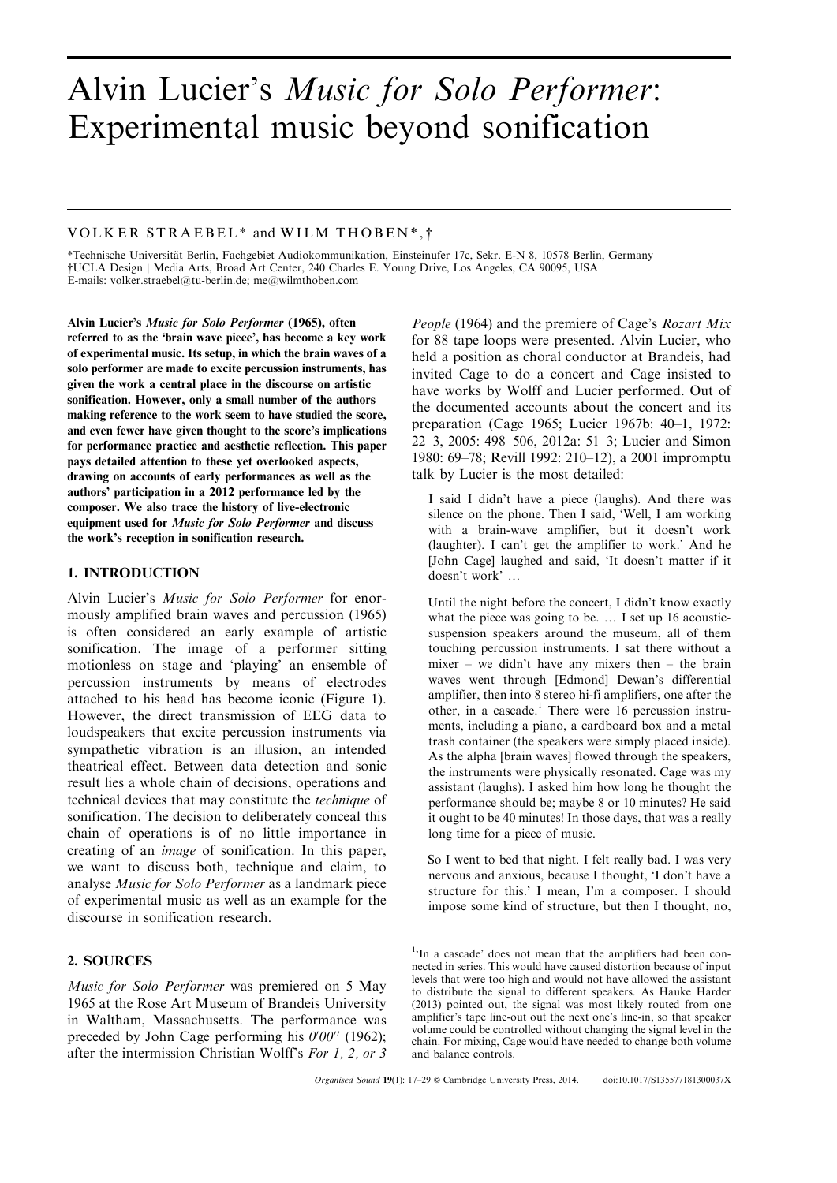# Alvin Lucier's *Music for Solo Performer*: Experimental music beyond sonification

VOLKER STRAEBEL* and WILM THOBEN*,†

*Technische Universität Berlin, Fachgebiet Audiokommunikation, Einsteinufer 17c, Sekr. E-N 8, 10578 Berlin, Germany
†UCLA Design | Media Arts, Broad Art Center, 240 Charles E. Young Drive, Los Angeles, CA 90095, USA
E-mails: volker.straebel@tu-berlin.de; me@wilmthoben.com

**Alvin Lucier's *Music for Solo Performer* (1965), often referred to as the 'brain wave piece', has become a key work of experimental music. Its setup, in which the brain waves of a solo performer are made to excite percussion instruments, has given the work a central place in the discourse on artistic sonification. However, only a small number of the authors making reference to the work seem to have studied the score, and even fewer have given thought to the score's implications for performance practice and aesthetic reflection. This paper pays detailed attention to these yet overlooked aspects, drawing on accounts of early performances as well as the authors' participation in a 2012 performance led by the composer. We also trace the history of live-electronic equipment used for *Music for Solo Performer* and discuss the work's reception in sonification research.**

## 1. INTRODUCTION

Alvin Lucier's *Music for Solo Performer* for enormously amplified brain waves and percussion (1965) is often considered an early example of artistic sonification. The image of a performer sitting motionless on stage and 'playing' an ensemble of percussion instruments by means of electrodes attached to his head has become iconic (Figure 1). However, the direct transmission of EEG data to loudspeakers that excite percussion instruments via sympathetic vibration is an illusion, an intended theatrical effect. Between data detection and sonic result lies a whole chain of decisions, operations and technical devices that may constitute the *technique* of sonification. The decision to deliberately conceal this chain of operations is of no little importance in creating of an *image* of sonification. In this paper, we want to discuss both, technique and claim, to analyse *Music for Solo Performer* as a landmark piece of experimental music as well as an example for the discourse in sonification research.

## 2. SOURCES

*Music for Solo Performer* was premiered on 5 May 1965 at the Rose Art Museum of Brandeis University in Waltham, Massachusetts. The performance was preceded by John Cage performing his *0′00″* (1962); after the intermission Christian Wolff's *For 1, 2, or 3 People* (1964) and the premiere of Cage's *Rozart Mix* for 88 tape loops were presented. Alvin Lucier, who held a position as choral conductor at Brandeis, had invited Cage to do a concert and Cage insisted to have works by Wolff and Lucier performed. Out of the documented accounts about the concert and its preparation (Cage 1965; Lucier 1967b: 40–1, 1972: 22–3, 2005: 498–506, 2012a: 51–3; Lucier and Simon 1980: 69–78; Revill 1992: 210–12), a 2001 impromptu talk by Lucier is the most detailed:

> I said I didn't have a piece (laughs). And there was silence on the phone. Then I said, 'Well, I am working with a brain-wave amplifier, but it doesn't work (laughter). I can't get the amplifier to work.' And he [John Cage] laughed and said, 'It doesn't matter if it doesn't work' …
>
> Until the night before the concert, I didn't know exactly what the piece was going to be. … I set up 16 acoustic-suspension speakers around the museum, all of them touching percussion instruments. I sat there without a mixer – we didn't have any mixers then – the brain waves went through [Edmond] Dewan's differential amplifier, then into 8 stereo hi-fi amplifiers, one after the other, in a cascade.[1] There were 16 percussion instruments, including a piano, a cardboard box and a metal trash container (the speakers were simply placed inside). As the alpha [brain waves] flowed through the speakers, the instruments were physically resonated. Cage was my assistant (laughs). I asked him how long he thought the performance should be; maybe 8 or 10 minutes? He said it ought to be 40 minutes! In those days, that was a really long time for a piece of music.
>
> So I went to bed that night. I felt really bad. I was very nervous and anxious, because I thought, 'I don't have a structure for this.' I mean, I'm a composer. I should impose some kind of structure, but then I thought, no,

[1] 'In a cascade' does not mean that the amplifiers had been connected in series. This would have caused distortion because of input levels that were too high and would not have allowed the assistant to distribute the signal to different speakers. As Hauke Harder (2013) pointed out, the signal was most likely routed from one amplifier's tape line-out out the next one's line-in, so that speaker volume could be controlled without changing the signal level in the chain. For mixing, Cage would have needed to change both volume and balance controls.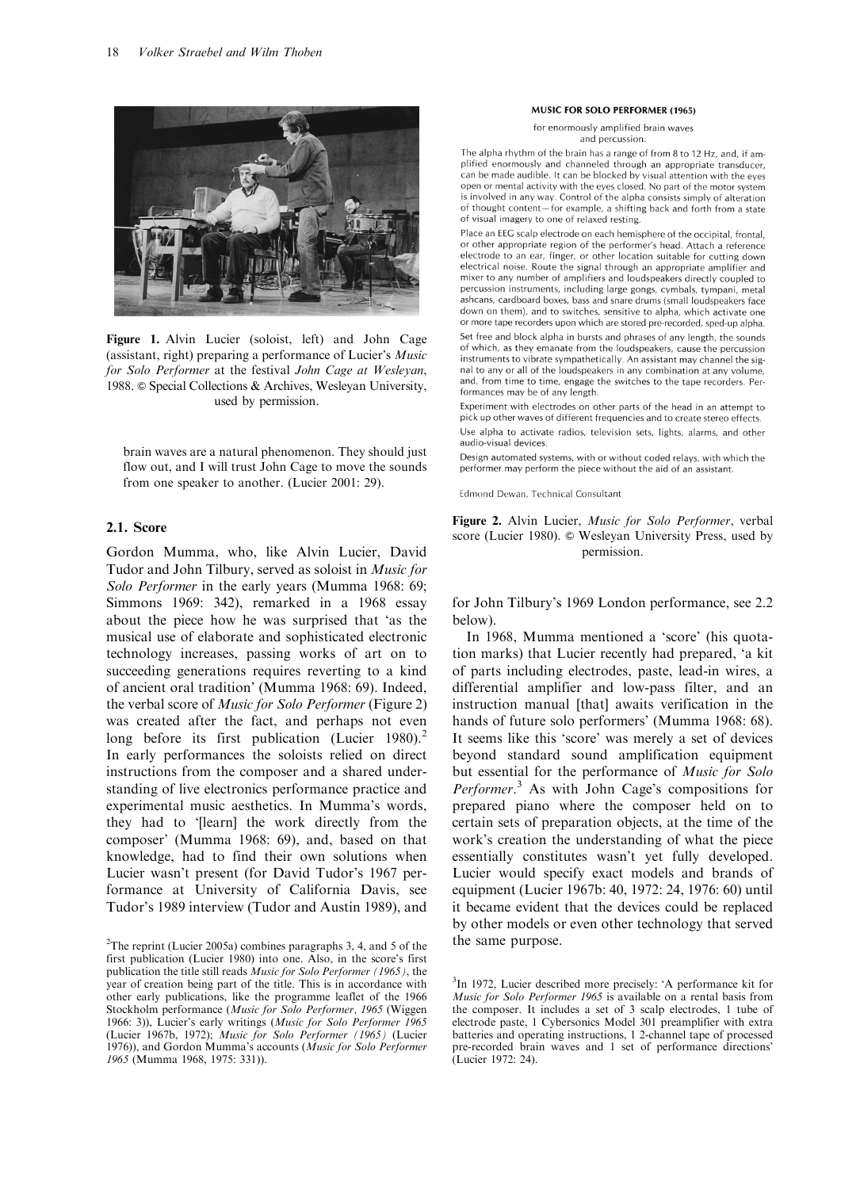Figure 1. Alvin Lucier (soloist, left) and John Cage (assistant, right) preparing a performance of Lucier's *Music for Solo Performer* at the festival *John Cage at Wesleyan*, 1988. © Special Collections & Archives, Wesleyan University, used by permission.

brain waves are a natural phenomenon. They should just flow out, and I will trust John Cage to move the sounds from one speaker to another. (Lucier 2001: 29).

## 2.1. Score

Gordon Mumma, who, like Alvin Lucier, David Tudor and John Tilbury, served as soloist in *Music for Solo Performer* in the early years (Mumma 1968: 69; Simmons 1969: 342), remarked in a 1968 essay about the piece how he was surprised that 'as the musical use of elaborate and sophisticated electronic technology increases, passing works of art on to succeeding generations requires reverting to a kind of ancient oral tradition' (Mumma 1968: 69). Indeed, the verbal score of *Music for Solo Performer* (Figure 2) was created after the fact, and perhaps not even long before its first publication (Lucier 1980).[2] In early performances the soloists relied on direct instructions from the composer and a shared understanding of live electronics performance practice and experimental music aesthetics. In Mumma's words, they had to '[learn] the work directly from the composer' (Mumma 1968: 69), and, based on that knowledge, had to find their own solutions when Lucier wasn't present (for David Tudor's 1967 performance at University of California Davis, see Tudor's 1989 interview (Tudor and Austin 1989), and for John Tilbury's 1969 London performance, see 2.2 below).

**MUSIC FOR SOLO PERFORMER (1965)**

for enormously amplified brain waves
and percussion.

The alpha rhythm of the brain has a range of from 8 to 12 Hz, and, if amplified enormously and channeled through an appropriate transducer, can be made audible. It can be blocked by visual attention with the eyes open or mental activity with the eyes closed. No part of the motor system is involved in any way. Control of the alpha consists simply of alteration of thought content—for example, a shifting back and forth from a state of visual imagery to one of relaxed resting.

Place an EEG scalp electrode on each hemisphere of the occipital, frontal, or other appropriate region of the performer's head. Attach a reference electrode to an ear, finger, or other location suitable for cutting down electrical noise. Route the signal through an appropriate amplifier and mixer to any number of amplifiers and loudspeakers directly coupled to percussion instruments, including large gongs, cymbals, tympani, metal ashcans, cardboard boxes, bass and snare drums (small loudspeakers face down on them), and to switches, sensitive to alpha, which activate one or more tape recorders upon which are stored pre-recorded, sped-up alpha.

Set free and block alpha in bursts and phrases of any length, the sounds of which, as they emanate from the loudspeakers, cause the percussion instruments to vibrate sympathetically. An assistant may channel the signal to any or all of the loudspeakers in any combination at any volume, and, from time to time, engage the switches to the tape recorders. Performances may be of any length.

Experiment with electrodes on other parts of the head in an attempt to pick up other waves of different frequencies and to create stereo effects.

Use alpha to activate radios, television sets, lights, alarms, and other audio-visual devices.

Design automated systems, with or without coded relays, with which the performer may perform the piece without the aid of an assistant.

Edmond Dewan, Technical Consultant

Figure 2. Alvin Lucier, *Music for Solo Performer*, verbal score (Lucier 1980). © Wesleyan University Press, used by permission.

In 1968, Mumma mentioned a 'score' (his quotation marks) that Lucier recently had prepared, 'a kit of parts including electrodes, paste, lead-in wires, a differential amplifier and low-pass filter, and an instruction manual [that] awaits verification in the hands of future solo performers' (Mumma 1968: 68). It seems like this 'score' was merely a set of devices beyond standard sound amplification equipment but essential for the performance of *Music for Solo Performer*.[3] As with John Cage's compositions for prepared piano where the composer held on to certain sets of preparation objects, at the time of the work's creation the understanding of what the piece essentially constitutes wasn't yet fully developed. Lucier would specify exact models and brands of equipment (Lucier 1967b: 40, 1972: 24, 1976: 60) until it became evident that the devices could be replaced by other models or even other technology that served the same purpose.

[2] The reprint (Lucier 2005a) combines paragraphs 3, 4, and 5 of the first publication (Lucier 1980) into one. Also, in the score's first publication the title still reads *Music for Solo Performer (1965)*, the year of creation being part of the title. This is in accordance with other early publications, like the programme leaflet of the 1966 Stockholm performance (*Music for Solo Performer, 1965* (Wiggen 1966: 3)), Lucier's early writings (*Music for Solo Performer 1965* (Lucier 1967b, 1972); *Music for Solo Performer (1965)* (Lucier 1976)), and Gordon Mumma's accounts (*Music for Solo Performer 1965* (Mumma 1968, 1975: 331)).

[3] In 1972, Lucier described more precisely: 'A performance kit for *Music for Solo Performer 1965* is available on a rental basis from the composer. It includes a set of 3 scalp electrodes, 1 tube of electrode paste, 1 Cybersonics Model 301 preamplifier with extra batteries and operating instructions, 1 2-channel tape of processed pre-recorded brain waves and 1 set of performance directions' (Lucier 1972: 24).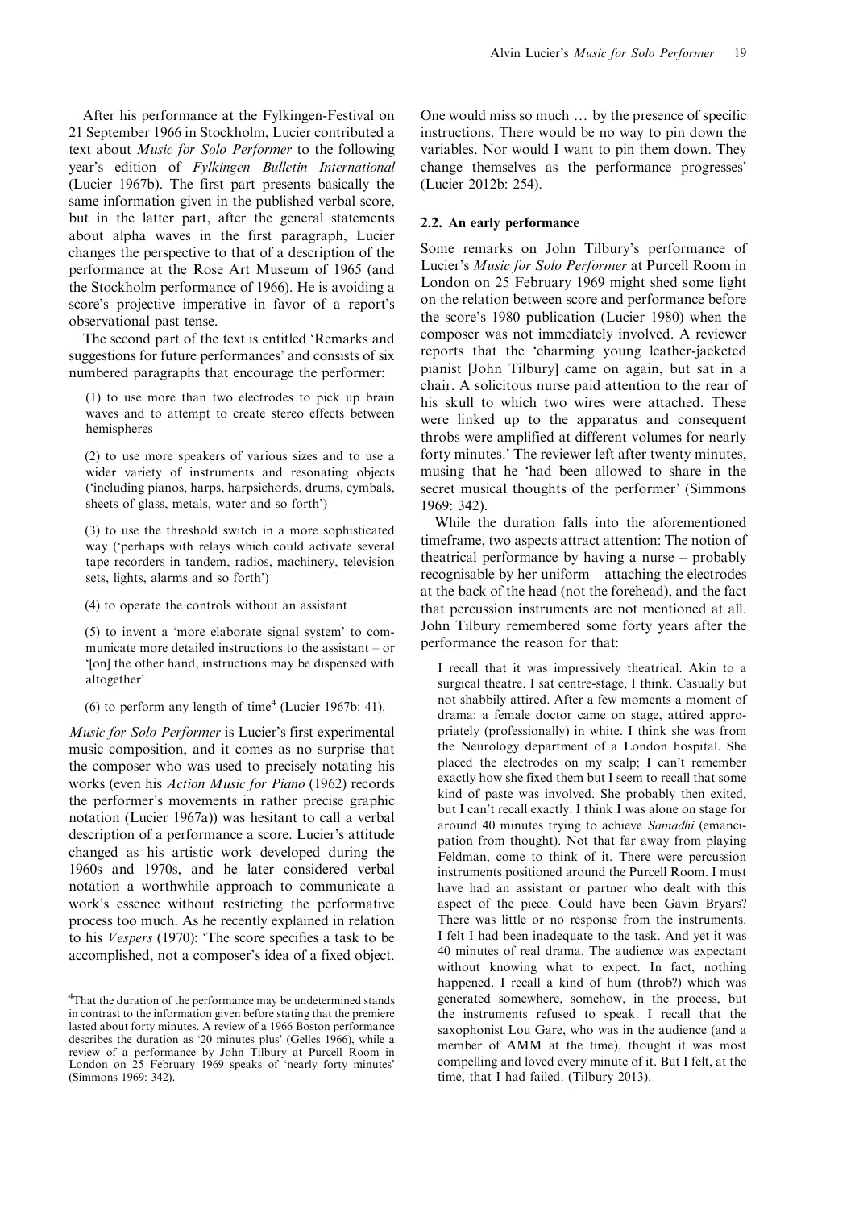After his performance at the Fylkingen-Festival on 21 September 1966 in Stockholm, Lucier contributed a text about *Music for Solo Performer* to the following year's edition of *Fylkingen Bulletin International* (Lucier 1967b). The first part presents basically the same information given in the published verbal score, but in the latter part, after the general statements about alpha waves in the first paragraph, Lucier changes the perspective to that of a description of the performance at the Rose Art Museum of 1965 (and the Stockholm performance of 1966). He is avoiding a score's projective imperative in favor of a report's observational past tense.

The second part of the text is entitled 'Remarks and suggestions for future performances' and consists of six numbered paragraphs that encourage the performer:

(1) to use more than two electrodes to pick up brain waves and to attempt to create stereo effects between hemispheres

(2) to use more speakers of various sizes and to use a wider variety of instruments and resonating objects ('including pianos, harps, harpsichords, drums, cymbals, sheets of glass, metals, water and so forth')

(3) to use the threshold switch in a more sophisticated way ('perhaps with relays which could activate several tape recorders in tandem, radios, machinery, television sets, lights, alarms and so forth')

(4) to operate the controls without an assistant

(5) to invent a 'more elaborate signal system' to communicate more detailed instructions to the assistant – or '[on] the other hand, instructions may be dispensed with altogether'

(6) to perform any length of time[4] (Lucier 1967b: 41).

*Music for Solo Performer* is Lucier's first experimental music composition, and it comes as no surprise that the composer who was used to precisely notating his works (even his *Action Music for Piano* (1962) records the performer's movements in rather precise graphic notation (Lucier 1967a)) was hesitant to call a verbal description of a performance a score. Lucier's attitude changed as his artistic work developed during the 1960s and 1970s, and he later considered verbal notation a worthwhile approach to communicate a work's essence without restricting the performative process too much. As he recently explained in relation to his *Vespers* (1970): 'The score specifies a task to be accomplished, not a composer's idea of a fixed object. One would miss so much … by the presence of specific instructions. There would be no way to pin down the variables. Nor would I want to pin them down. They change themselves as the performance progresses' (Lucier 2012b: 254).

## 2.2. An early performance

Some remarks on John Tilbury's performance of Lucier's *Music for Solo Performer* at Purcell Room in London on 25 February 1969 might shed some light on the relation between score and performance before the score's 1980 publication (Lucier 1980) when the composer was not immediately involved. A reviewer reports that the 'charming young leather-jacketed pianist [John Tilbury] came on again, but sat in a chair. A solicitous nurse paid attention to the rear of his skull to which two wires were attached. These were linked up to the apparatus and consequent throbs were amplified at different volumes for nearly forty minutes.' The reviewer left after twenty minutes, musing that he 'had been allowed to share in the secret musical thoughts of the performer' (Simmons 1969: 342).

While the duration falls into the aforementioned timeframe, two aspects attract attention: The notion of theatrical performance by having a nurse – probably recognisable by her uniform – attaching the electrodes at the back of the head (not the forehead), and the fact that percussion instruments are not mentioned at all. John Tilbury remembered some forty years after the performance the reason for that:

> I recall that it was impressively theatrical. Akin to a surgical theatre. I sat centre-stage, I think. Casually but not shabbily attired. After a few moments a moment of drama: a female doctor came on stage, attired appropriately (professionally) in white. I think she was from the Neurology department of a London hospital. She placed the electrodes on my scalp; I can't remember exactly how she fixed them but I seem to recall that some kind of paste was involved. She probably then exited, but I can't recall exactly. I think I was alone on stage for around 40 minutes trying to achieve *Samadhi* (emancipation from thought). Not that far away from playing Feldman, come to think of it. There were percussion instruments positioned around the Purcell Room. I must have had an assistant or partner who dealt with this aspect of the piece. Could have been Gavin Bryars? There was little or no response from the instruments. I felt I had been inadequate to the task. And yet it was 40 minutes of real drama. The audience was expectant without knowing what to expect. In fact, nothing happened. I recall a kind of hum (throb?) which was generated somewhere, somehow, in the process, but the instruments refused to speak. I recall that the saxophonist Lou Gare, who was in the audience (and a member of AMM at the time), thought it was most compelling and loved every minute of it. But I felt, at the time, that I had failed. (Tilbury 2013).

[4] That the duration of the performance may be undetermined stands in contrast to the information given before stating that the premiere lasted about forty minutes. A review of a 1966 Boston performance describes the duration as '20 minutes plus' (Gelles 1966), while a review of a performance by John Tilbury at Purcell Room in London on 25 February 1969 speaks of 'nearly forty minutes' (Simmons 1969: 342).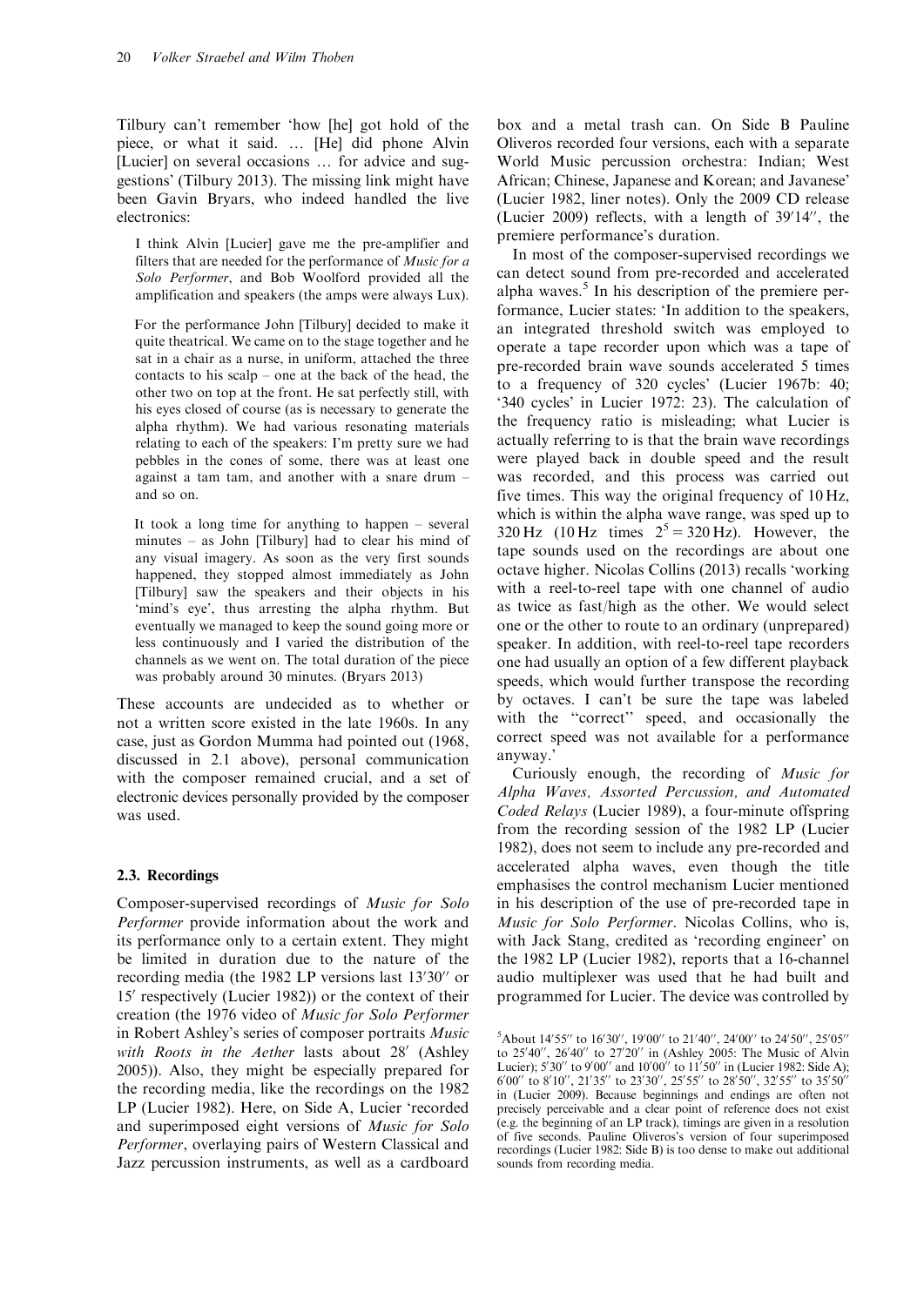Tilbury can't remember 'how [he] got hold of the piece, or what it said. … [He] did phone Alvin [Lucier] on several occasions … for advice and suggestions' (Tilbury 2013). The missing link might have been Gavin Bryars, who indeed handled the live electronics:

> I think Alvin [Lucier] gave me the pre-amplifier and filters that are needed for the performance of *Music for a Solo Performer*, and Bob Woolford provided all the amplification and speakers (the amps were always Lux).
>
> For the performance John [Tilbury] decided to make it quite theatrical. We came on to the stage together and he sat in a chair as a nurse, in uniform, attached the three contacts to his scalp – one at the back of the head, the other two on top at the front. He sat perfectly still, with his eyes closed of course (as is necessary to generate the alpha rhythm). We had various resonating materials relating to each of the speakers: I'm pretty sure we had pebbles in the cones of some, there was at least one against a tam tam, and another with a snare drum – and so on.
>
> It took a long time for anything to happen – several minutes – as John [Tilbury] had to clear his mind of any visual imagery. As soon as the very first sounds happened, they stopped almost immediately as John [Tilbury] saw the speakers and their objects in his 'mind's eye', thus arresting the alpha rhythm. But eventually we managed to keep the sound going more or less continuously and I varied the distribution of the channels as we went on. The total duration of the piece was probably around 30 minutes. (Bryars 2013)

These accounts are undecided as to whether or not a written score existed in the late 1960s. In any case, just as Gordon Mumma had pointed out (1968, discussed in 2.1 above), personal communication with the composer remained crucial, and a set of electronic devices personally provided by the composer was used.

### 2.3. Recordings

Composer-supervised recordings of *Music for Solo Performer* provide information about the work and its performance only to a certain extent. They might be limited in duration due to the nature of the recording media (the 1982 LP versions last 13′30″ or 15′ respectively (Lucier 1982)) or the context of their creation (the 1976 video of *Music for Solo Performer* in Robert Ashley's series of composer portraits *Music with Roots in the Aether* lasts about 28′ (Ashley 2005)). Also, they might be especially prepared for the recording media, like the recordings on the 1982 LP (Lucier 1982). Here, on Side A, Lucier 'recorded and superimposed eight versions of *Music for Solo Performer*, overlaying pairs of Western Classical and Jazz percussion instruments, as well as a cardboard box and a metal trash can. On Side B Pauline Oliveros recorded four versions, each with a separate World Music percussion orchestra: Indian; West African; Chinese, Japanese and Korean; and Javanese' (Lucier 1982, liner notes). Only the 2009 CD release (Lucier 2009) reflects, with a length of 39′14″, the premiere performance's duration.

In most of the composer-supervised recordings we can detect sound from pre-recorded and accelerated alpha waves.[5] In his description of the premiere performance, Lucier states: 'In addition to the speakers, an integrated threshold switch was employed to operate a tape recorder upon which was a tape of pre-recorded brain wave sounds accelerated 5 times to a frequency of 320 cycles' (Lucier 1967b: 40; '340 cycles' in Lucier 1972: 23). The calculation of the frequency ratio is misleading; what Lucier is actually referring to is that the brain wave recordings were played back in double speed and the result was recorded, and this process was carried out five times. This way the original frequency of 10 Hz, which is within the alpha wave range, was sped up to 320 Hz (10 Hz times $2^5 = 320$ Hz). However, the tape sounds used on the recordings are about one octave higher. Nicolas Collins (2013) recalls 'working with a reel-to-reel tape with one channel of audio as twice as fast/high as the other. We would select one or the other to route to an ordinary (unprepared) speaker. In addition, with reel-to-reel tape recorders one had usually an option of a few different playback speeds, which would further transpose the recording by octaves. I can't be sure the tape was labeled with the "correct" speed, and occasionally the correct speed was not available for a performance anyway.'

Curiously enough, the recording of *Music for Alpha Waves, Assorted Percussion, and Automated Coded Relays* (Lucier 1989), a four-minute offspring from the recording session of the 1982 LP (Lucier 1982), does not seem to include any pre-recorded and accelerated alpha waves, even though the title emphasises the control mechanism Lucier mentioned in his description of the use of pre-recorded tape in *Music for Solo Performer*. Nicolas Collins, who is, with Jack Stang, credited as 'recording engineer' on the 1982 LP (Lucier 1982), reports that a 16-channel audio multiplexer was used that he had built and programmed for Lucier. The device was controlled by

[5] About 14′55″ to 16′30″, 19′00″ to 21′40″, 24′00″ to 24′50″, 25′05″ to 25′40″, 26′40″ to 27′20″ in (Ashley 2005: The Music of Alvin Lucier); 5′30″ to 9′00″ and 10′00″ to 11′50″ in (Lucier 1982: Side A); 6′00″ to 8′10″, 21′35″ to 23′30″, 25′55″ to 28′50″, 32′55″ to 35′50″ in (Lucier 2009). Because beginnings and endings are often not precisely perceivable and a clear point of reference does not exist (e.g. the beginning of an LP track), timings are given in a resolution of five seconds. Pauline Oliveros's version of four superimposed recordings (Lucier 1982: Side B) is too dense to make out additional sounds from recording media.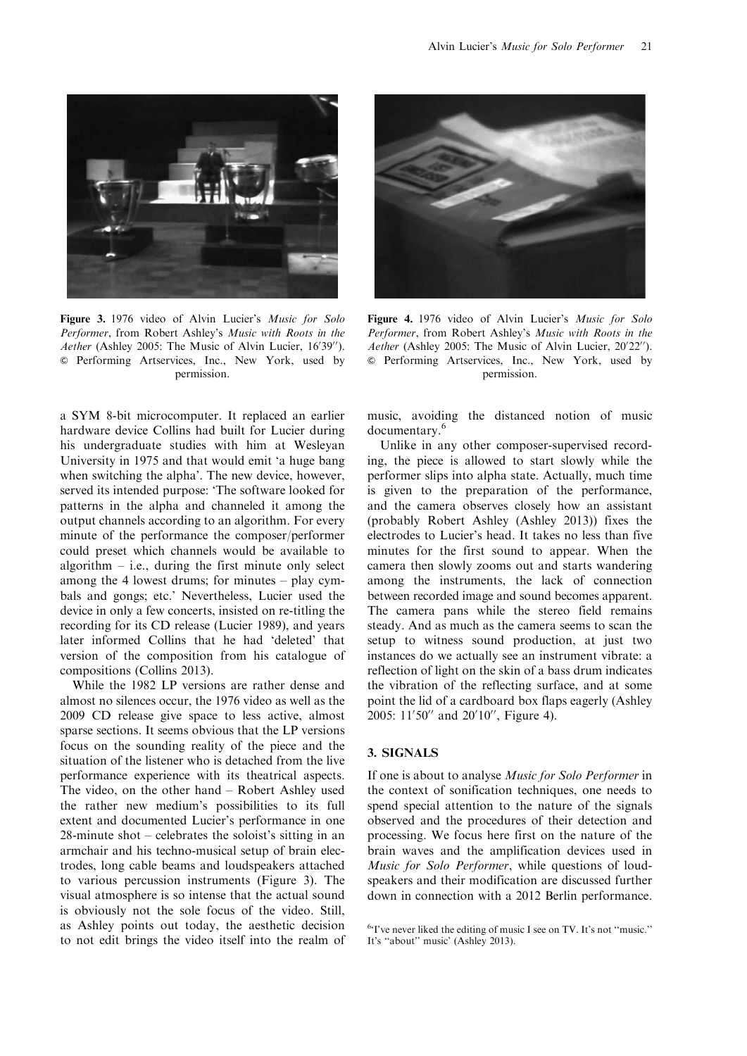Figure 3. 1976 video of Alvin Lucier's *Music for Solo Performer*, from Robert Ashley's *Music with Roots in the Aether* (Ashley 2005: The Music of Alvin Lucier, 16′39″). © Performing Artservices, Inc., New York, used by permission.

Figure 4. 1976 video of Alvin Lucier's *Music for Solo Performer*, from Robert Ashley's *Music with Roots in the Aether* (Ashley 2005: The Music of Alvin Lucier, 20′22″). © Performing Artservices, Inc., New York, used by permission.

a SYM 8-bit microcomputer. It replaced an earlier hardware device Collins had built for Lucier during his undergraduate studies with him at Wesleyan University in 1975 and that would emit 'a huge bang when switching the alpha'. The new device, however, served its intended purpose: 'The software looked for patterns in the alpha and channeled it among the output channels according to an algorithm. For every minute of the performance the composer/performer could preset which channels would be available to algorithm – i.e., during the first minute only select among the 4 lowest drums; for minutes – play cymbals and gongs; etc.' Nevertheless, Lucier used the device in only a few concerts, insisted on re-titling the recording for its CD release (Lucier 1989), and years later informed Collins that he had 'deleted' that version of the composition from his catalogue of compositions (Collins 2013).

While the 1982 LP versions are rather dense and almost no silences occur, the 1976 video as well as the 2009 CD release give space to less active, almost sparse sections. It seems obvious that the LP versions focus on the sounding reality of the piece and the situation of the listener who is detached from the live performance experience with its theatrical aspects. The video, on the other hand – Robert Ashley used the rather new medium's possibilities to its full extent and documented Lucier's performance in one 28-minute shot – celebrates the soloist's sitting in an armchair and his techno-musical setup of brain electrodes, long cable beams and loudspeakers attached to various percussion instruments (Figure 3). The visual atmosphere is so intense that the actual sound is obviously not the sole focus of the video. Still, as Ashley points out today, the aesthetic decision to not edit brings the video itself into the realm of music, avoiding the distanced notion of music documentary.[6]

Unlike in any other composer-supervised recording, the piece is allowed to start slowly while the performer slips into alpha state. Actually, much time is given to the preparation of the performance, and the camera observes closely how an assistant (probably Robert Ashley (Ashley 2013)) fixes the electrodes to Lucier's head. It takes no less than five minutes for the first sound to appear. When the camera then slowly zooms out and starts wandering among the instruments, the lack of connection between recorded image and sound becomes apparent. The camera pans while the stereo field remains steady. And as much as the camera seems to scan the setup to witness sound production, at just two instances do we actually see an instrument vibrate: a reflection of light on the skin of a bass drum indicates the vibration of the reflecting surface, and at some point the lid of a cardboard box flaps eagerly (Ashley 2005: 11′50″ and 20′10″, Figure 4).

## 3. SIGNALS

If one is about to analyse *Music for Solo Performer* in the context of sonification techniques, one needs to spend special attention to the nature of the signals observed and the procedures of their detection and processing. We focus here first on the nature of the brain waves and the amplification devices used in *Music for Solo Performer*, while questions of loudspeakers and their modification are discussed further down in connection with a 2012 Berlin performance.

[6] 'I've never liked the editing of music I see on TV. It's not "music." It's "about" music' (Ashley 2013).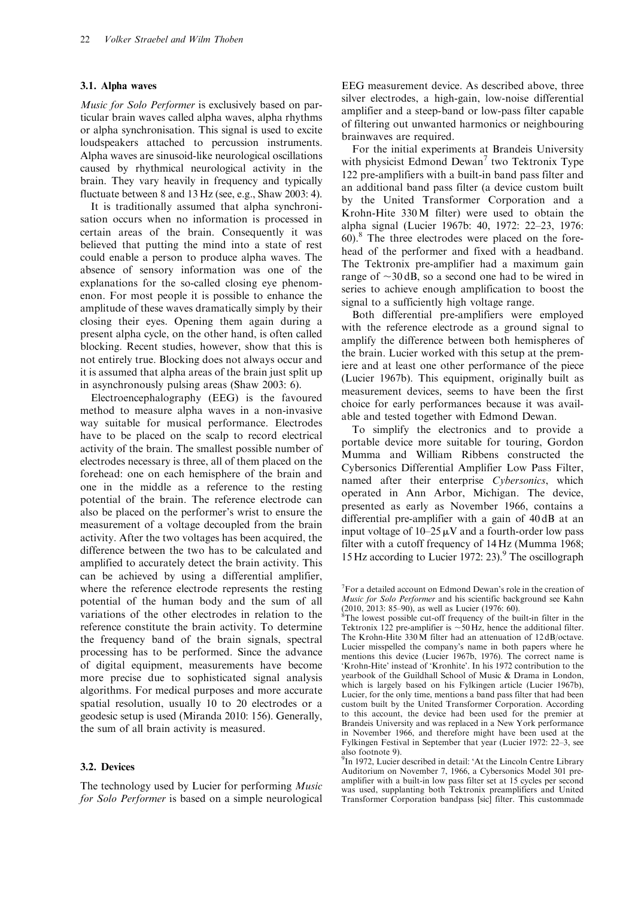### 3.1. Alpha waves

*Music for Solo Performer* is exclusively based on particular brain waves called alpha waves, alpha rhythms or alpha synchronisation. This signal is used to excite loudspeakers attached to percussion instruments. Alpha waves are sinusoid-like neurological oscillations caused by rhythmical neurological activity in the brain. They vary heavily in frequency and typically fluctuate between 8 and 13 Hz (see, e.g., Shaw 2003: 4).

It is traditionally assumed that alpha synchronisation occurs when no information is processed in certain areas of the brain. Consequently it was believed that putting the mind into a state of rest could enable a person to produce alpha waves. The absence of sensory information was one of the explanations for the so-called closing eye phenomenon. For most people it is possible to enhance the amplitude of these waves dramatically simply by their closing their eyes. Opening them again during a present alpha cycle, on the other hand, is often called blocking. Recent studies, however, show that this is not entirely true. Blocking does not always occur and it is assumed that alpha areas of the brain just split up in asynchronously pulsing areas (Shaw 2003: 6).

Electroencephalography (EEG) is the favoured method to measure alpha waves in a non-invasive way suitable for musical performance. Electrodes have to be placed on the scalp to record electrical activity of the brain. The smallest possible number of electrodes necessary is three, all of them placed on the forehead: one on each hemisphere of the brain and one in the middle as a reference to the resting potential of the brain. The reference electrode can also be placed on the performer's wrist to ensure the measurement of a voltage decoupled from the brain activity. After the two voltages has been acquired, the difference between the two has to be calculated and amplified to accurately detect the brain activity. This can be achieved by using a differential amplifier, where the reference electrode represents the resting potential of the human body and the sum of all variations of the other electrodes in relation to the reference constitute the brain activity. To determine the frequency band of the brain signals, spectral processing has to be performed. Since the advance of digital equipment, measurements have become more precise due to sophisticated signal analysis algorithms. For medical purposes and more accurate spatial resolution, usually 10 to 20 electrodes or a geodesic setup is used (Miranda 2010: 156). Generally, the sum of all brain activity is measured.

### 3.2. Devices

The technology used by Lucier for performing *Music for Solo Performer* is based on a simple neurological EEG measurement device. As described above, three silver electrodes, a high-gain, low-noise differential amplifier and a steep-band or low-pass filter capable of filtering out unwanted harmonics or neighbouring brainwaves are required.

For the initial experiments at Brandeis University with physicist Edmond Dewan[7] two Tektronix Type 122 pre-amplifiers with a built-in band pass filter and an additional band pass filter (a device custom built by the United Transformer Corporation and a Krohn-Hite 330 M filter) were used to obtain the alpha signal (Lucier 1967b: 40, 1972: 22–23, 1976: 60).[8] The three electrodes were placed on the forehead of the performer and fixed with a headband. The Tektronix pre-amplifier had a maximum gain range of ~30 dB, so a second one had to be wired in series to achieve enough amplification to boost the signal to a sufficiently high voltage range.

Both differential pre-amplifiers were employed with the reference electrode as a ground signal to amplify the difference between both hemispheres of the brain. Lucier worked with this setup at the premiere and at least one other performance of the piece (Lucier 1967b). This equipment, originally built as measurement devices, seems to have been the first choice for early performances because it was available and tested together with Edmond Dewan.

To simplify the electronics and to provide a portable device more suitable for touring, Gordon Mumma and William Ribbens constructed the Cybersonics Differential Amplifier Low Pass Filter, named after their enterprise *Cybersonics*, which operated in Ann Arbor, Michigan. The device, presented as early as November 1966, contains a differential pre-amplifier with a gain of 40 dB at an input voltage of 10–25 μV and a fourth-order low pass filter with a cutoff frequency of 14 Hz (Mumma 1968; 15 Hz according to Lucier 1972: 23).[9] The oscillograph

[7] For a detailed account on Edmond Dewan's role in the creation of *Music for Solo Performer* and his scientific background see Kahn (2010, 2013: 85–90), as well as Lucier (1976: 60).

[8] The lowest possible cut-off frequency of the built-in filter in the Tektronix 122 pre-amplifier is ~50 Hz, hence the additional filter. The Krohn-Hite 330 M filter had an attenuation of 12 dB/octave. Lucier misspelled the company's name in both papers where he mentions this device (Lucier 1967b, 1976). The correct name is 'Krohn-Hite' instead of 'Kronhite'. In his 1972 contribution to the yearbook of the Guildhall School of Music & Drama in London, which is largely based on his Fylkingen article (Lucier 1967b), Lucier, for the only time, mentions a band pass filter that had been custom built by the United Transformer Corporation. According to this account, the device had been used for the premier at Brandeis University and was replaced in a New York performance in November 1966, and therefore might have been used at the Fylkingen Festival in September that year (Lucier 1972: 22–3, see also footnote 9).

[9] In 1972, Lucier described in detail: 'At the Lincoln Centre Library Auditorium on November 7, 1966, a Cybersonics Model 301 preamplifier with a built-in low pass filter set at 15 cycles per second was used, supplanting both Tektronix preamplifiers and United Transformer Corporation bandpass [sic] filter. This custommade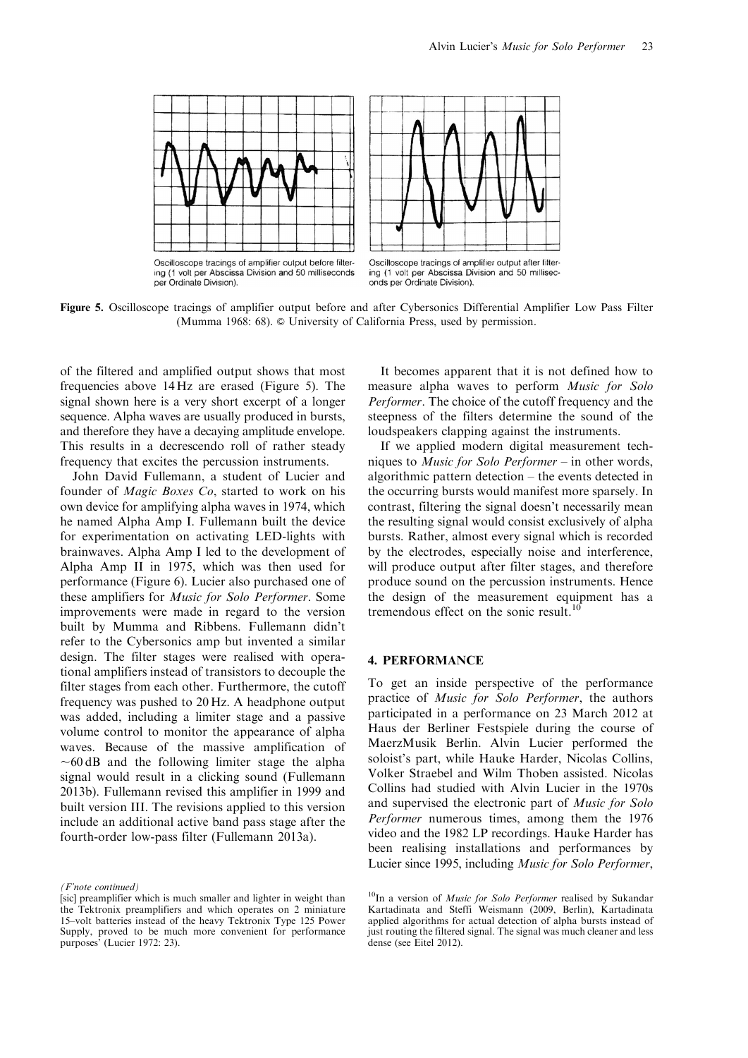Oscilloscope tracings of amplifier output before filtering (1 volt per Abscissa Division and 50 milliseconds per Ordinate Division).

Oscilloscope tracings of amplifier output after filtering (1 volt per Abscissa Division and 50 milliseconds per Ordinate Division).

**Figure 5.** Oscilloscope tracings of amplifier output before and after Cybersonics Differential Amplifier Low Pass Filter (Mumma 1968: 68). © University of California Press, used by permission.

of the filtered and amplified output shows that most frequencies above 14 Hz are erased (Figure 5). The signal shown here is a very short excerpt of a longer sequence. Alpha waves are usually produced in bursts, and therefore they have a decaying amplitude envelope. This results in a decrescendo roll of rather steady frequency that excites the percussion instruments.

John David Fullemann, a student of Lucier and founder of *Magic Boxes Co*, started to work on his own device for amplifying alpha waves in 1974, which he named Alpha Amp I. Fullemann built the device for experimentation on activating LED-lights with brainwaves. Alpha Amp I led to the development of Alpha Amp II in 1975, which was then used for performance (Figure 6). Lucier also purchased one of these amplifiers for *Music for Solo Performer*. Some improvements were made in regard to the version built by Mumma and Ribbens. Fullemann didn't refer to the Cybersonics amp but invented a similar design. The filter stages were realised with operational amplifiers instead of transistors to decouple the filter stages from each other. Furthermore, the cutoff frequency was pushed to 20 Hz. A headphone output was added, including a limiter stage and a passive volume control to monitor the appearance of alpha waves. Because of the massive amplification of ~60 dB and the following limiter stage the alpha signal would result in a clicking sound (Fullemann 2013b). Fullemann revised this amplifier in 1999 and built version III. The revisions applied to this version include an additional active band pass stage after the fourth-order low-pass filter (Fullemann 2013a).

It becomes apparent that it is not defined how to measure alpha waves to perform *Music for Solo Performer*. The choice of the cutoff frequency and the steepness of the filters determine the sound of the loudspeakers clapping against the instruments.

If we applied modern digital measurement techniques to *Music for Solo Performer* – in other words, algorithmic pattern detection – the events detected in the occurring bursts would manifest more sparsely. In contrast, filtering the signal doesn't necessarily mean the resulting signal would consist exclusively of alpha bursts. Rather, almost every signal which is recorded by the electrodes, especially noise and interference, will produce output after filter stages, and therefore produce sound on the percussion instruments. Hence the design of the measurement equipment has a tremendous effect on the sonic result.[10]

## 4. PERFORMANCE

To get an inside perspective of the performance practice of *Music for Solo Performer*, the authors participated in a performance on 23 March 2012 at Haus der Berliner Festspiele during the course of MaerzMusik Berlin. Alvin Lucier performed the soloist's part, while Hauke Harder, Nicolas Collins, Volker Straebel and Wilm Thoben assisted. Nicolas Collins had studied with Alvin Lucier in the 1970s and supervised the electronic part of *Music for Solo Performer* numerous times, among them the 1976 video and the 1982 LP recordings. Hauke Harder has been realising installations and performances by Lucier since 1995, including *Music for Solo Performer*,

*(F'note continued)*

[sic] preamplifier which is much smaller and lighter in weight than the Tektronix preamplifiers and which operates on 2 miniature 15–volt batteries instead of the heavy Tektronix Type 125 Power Supply, proved to be much more convenient for performance purposes' (Lucier 1972: 23).

[10] In a version of *Music for Solo Performer* realised by Sukandar Kartadinata and Steffi Weismann (2009, Berlin), Kartadinata applied algorithms for actual detection of alpha bursts instead of just routing the filtered signal. The signal was much cleaner and less dense (see Eitel 2012).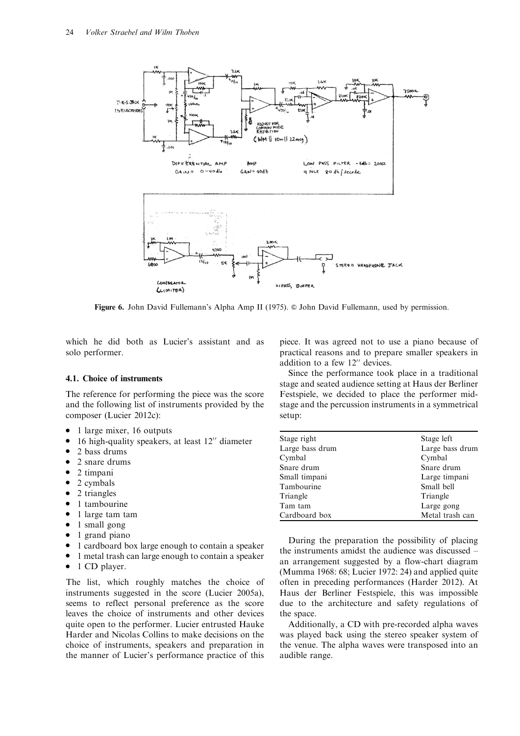Figure 6. John David Fullemann's Alpha Amp II (1975). © John David Fullemann, used by permission.

which he did both as Lucier's assistant and as solo performer.

### 4.1. Choice of instruments

The reference for performing the piece was the score and the following list of instruments provided by the composer (Lucier 2012c):

- 1 large mixer, 16 outputs
- 16 high-quality speakers, at least 12″ diameter
- 2 bass drums
- 2 snare drums
- 2 timpani
- 2 cymbals
- 2 triangles
- 1 tambourine
- 1 large tam tam
- 1 small gong
- 1 grand piano
- 1 cardboard box large enough to contain a speaker
- 1 metal trash can large enough to contain a speaker
- 1 CD player.

The list, which roughly matches the choice of instruments suggested in the score (Lucier 2005a), seems to reflect personal preference as the score leaves the choice of instruments and other devices quite open to the performer. Lucier entrusted Hauke Harder and Nicolas Collins to make decisions on the choice of instruments, speakers and preparation in the manner of Lucier's performance practice of this piece. It was agreed not to use a piano because of practical reasons and to prepare smaller speakers in addition to a few 12″ devices.

Since the performance took place in a traditional stage and seated audience setting at Haus der Berliner Festspiele, we decided to place the performer mid-stage and the percussion instruments in a symmetrical setup:

| Stage right | Stage left |
|---|---|
| Large bass drum | Large bass drum |
| Cymbal | Cymbal |
| Snare drum | Snare drum |
| Small timpani | Large timpani |
| Tambourine | Small bell |
| Triangle | Triangle |
| Tam tam | Large gong |
| Cardboard box | Metal trash can |

During the preparation the possibility of placing the instruments amidst the audience was discussed – an arrangement suggested by a flow-chart diagram (Mumma 1968: 68; Lucier 1972: 24) and applied quite often in preceding performances (Harder 2012). At Haus der Berliner Festspiele, this was impossible due to the architecture and safety regulations of the space.

Additionally, a CD with pre-recorded alpha waves was played back using the stereo speaker system of the venue. The alpha waves were transposed into an audible range.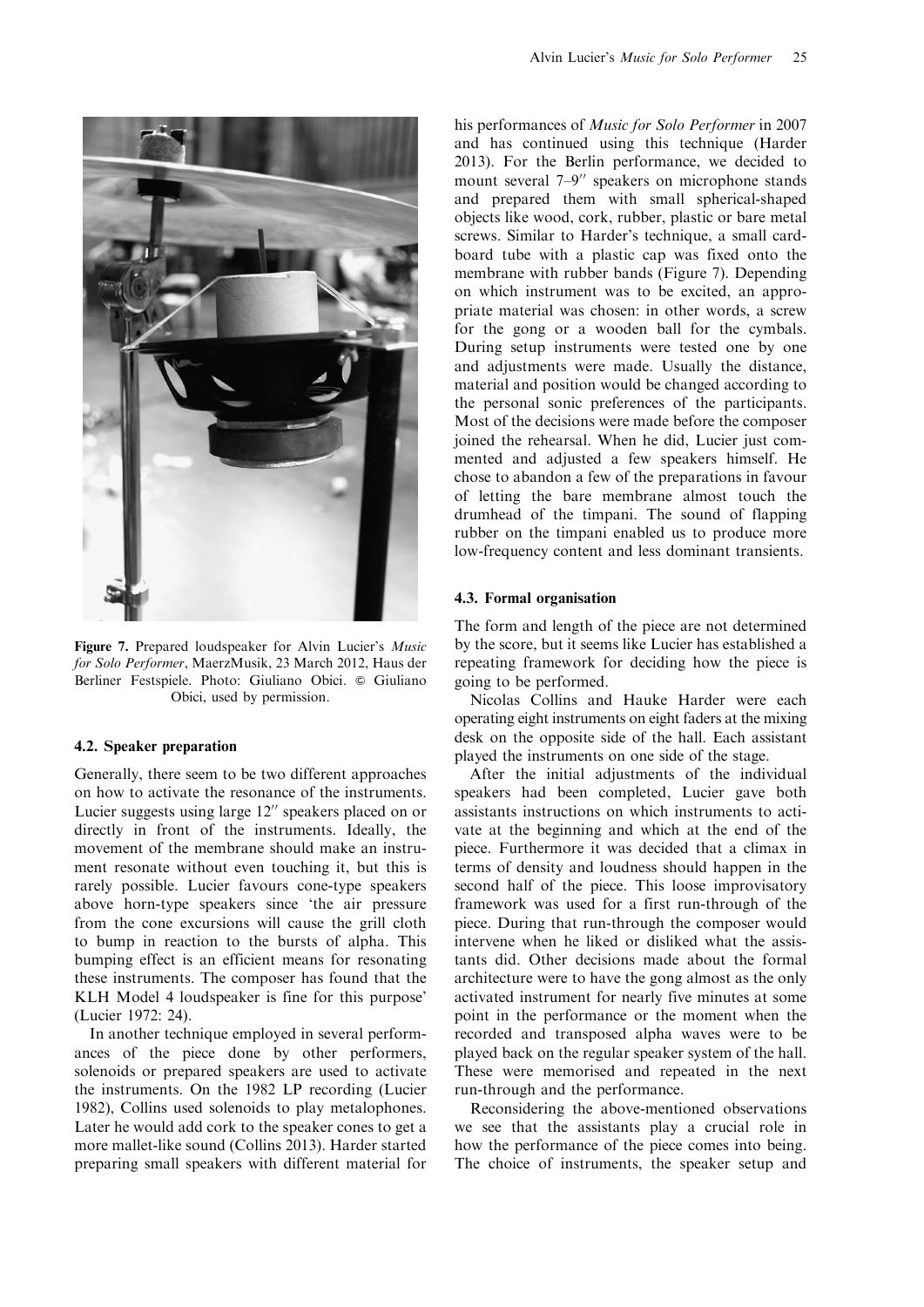Figure 7. Prepared loudspeaker for Alvin Lucier's *Music for Solo Performer*, MaerzMusik, 23 March 2012, Haus der Berliner Festspiele. Photo: Giuliano Obici. © Giuliano Obici, used by permission.

### 4.2. Speaker preparation

Generally, there seem to be two different approaches on how to activate the resonance of the instruments. Lucier suggests using large 12″ speakers placed on or directly in front of the instruments. Ideally, the movement of the membrane should make an instrument resonate without even touching it, but this is rarely possible. Lucier favours cone-type speakers above horn-type speakers since 'the air pressure from the cone excursions will cause the grill cloth to bump in reaction to the bursts of alpha. This bumping effect is an efficient means for resonating these instruments. The composer has found that the KLH Model 4 loudspeaker is fine for this purpose' (Lucier 1972: 24).

In another technique employed in several performances of the piece done by other performers, solenoids or prepared speakers are used to activate the instruments. On the 1982 LP recording (Lucier 1982), Collins used solenoids to play metalophones. Later he would add cork to the speaker cones to get a more mallet-like sound (Collins 2013). Harder started preparing small speakers with different material for his performances of *Music for Solo Performer* in 2007 and has continued using this technique (Harder 2013). For the Berlin performance, we decided to mount several 7–9″ speakers on microphone stands and prepared them with small spherical-shaped objects like wood, cork, rubber, plastic or bare metal screws. Similar to Harder's technique, a small cardboard tube with a plastic cap was fixed onto the membrane with rubber bands (Figure 7). Depending on which instrument was to be excited, an appropriate material was chosen: in other words, a screw for the gong or a wooden ball for the cymbals. During setup instruments were tested one by one and adjustments were made. Usually the distance, material and position would be changed according to the personal sonic preferences of the participants. Most of the decisions were made before the composer joined the rehearsal. When he did, Lucier just commented and adjusted a few speakers himself. He chose to abandon a few of the preparations in favour of letting the bare membrane almost touch the drumhead of the timpani. The sound of flapping rubber on the timpani enabled us to produce more low-frequency content and less dominant transients.

### 4.3. Formal organisation

The form and length of the piece are not determined by the score, but it seems like Lucier has established a repeating framework for deciding how the piece is going to be performed.

Nicolas Collins and Hauke Harder were each operating eight instruments on eight faders at the mixing desk on the opposite side of the hall. Each assistant played the instruments on one side of the stage.

After the initial adjustments of the individual speakers had been completed, Lucier gave both assistants instructions on which instruments to activate at the beginning and which at the end of the piece. Furthermore it was decided that a climax in terms of density and loudness should happen in the second half of the piece. This loose improvisatory framework was used for a first run-through of the piece. During that run-through the composer would intervene when he liked or disliked what the assistants did. Other decisions made about the formal architecture were to have the gong almost as the only activated instrument for nearly five minutes at some point in the performance or the moment when the recorded and transposed alpha waves were to be played back on the regular speaker system of the hall. These were memorised and repeated in the next run-through and the performance.

Reconsidering the above-mentioned observations we see that the assistants play a crucial role in how the performance of the piece comes into being. The choice of instruments, the speaker setup and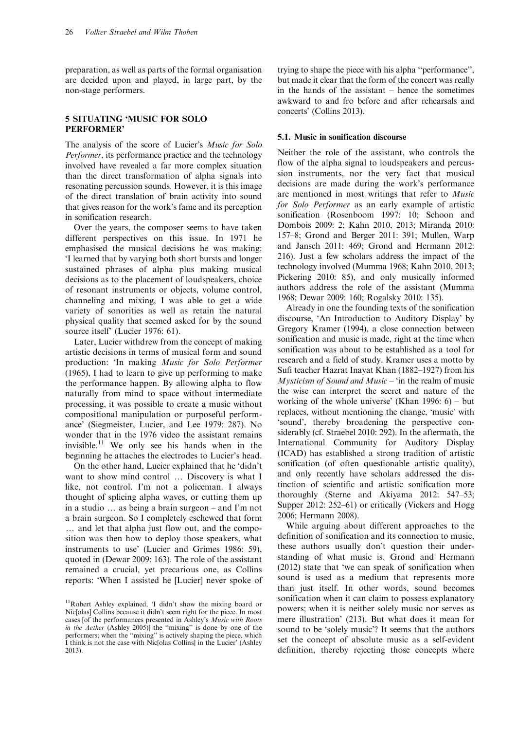preparation, as well as parts of the formal organisation are decided upon and played, in large part, by the non-stage performers.

## 5 SITUATING 'MUSIC FOR SOLO PERFORMER'

The analysis of the score of Lucier's *Music for Solo Performer*, its performance practice and the technology involved have revealed a far more complex situation than the direct transformation of alpha signals into resonating percussion sounds. However, it is this image of the direct translation of brain activity into sound that gives reason for the work's fame and its perception in sonification research.

Over the years, the composer seems to have taken different perspectives on this issue. In 1971 he emphasised the musical decisions he was making: 'I learned that by varying both short bursts and longer sustained phrases of alpha plus making musical decisions as to the placement of loudspeakers, choice of resonant instruments or objects, volume control, channeling and mixing, I was able to get a wide variety of sonorities as well as retain the natural physical quality that seemed asked for by the sound source itself' (Lucier 1976: 61).

Later, Lucier withdrew from the concept of making artistic decisions in terms of musical form and sound production: 'In making *Music for Solo Performer* (1965), I had to learn to give up performing to make the performance happen. By allowing alpha to flow naturally from mind to space without intermediate processing, it was possible to create a music without compositional manipulation or purposeful performance' (Siegmeister, Lucier, and Lee 1979: 287). No wonder that in the 1976 video the assistant remains invisible.[11] We only see his hands when in the beginning he attaches the electrodes to Lucier's head.

On the other hand, Lucier explained that he 'didn't want to show mind control … Discovery is what I like, not control. I'm not a policeman. I always thought of splicing alpha waves, or cutting them up in a studio … as being a brain surgeon – and I'm not a brain surgeon. So I completely eschewed that form … and let that alpha just flow out, and the composition was then how to deploy those speakers, what instruments to use' (Lucier and Grimes 1986: 59), quoted in (Dewar 2009: 163). The role of the assistant remained a crucial, yet precarious one, as Collins reports: 'When I assisted he [Lucier] never spoke of trying to shape the piece with his alpha "performance", but made it clear that the form of the concert was really in the hands of the assistant – hence the sometimes awkward to and fro before and after rehearsals and concerts' (Collins 2013).

### 5.1. Music in sonification discourse

Neither the role of the assistant, who controls the flow of the alpha signal to loudspeakers and percussion instruments, nor the very fact that musical decisions are made during the work's performance are mentioned in most writings that refer to *Music for Solo Performer* as an early example of artistic sonification (Rosenboom 1997: 10; Schoon and Dombois 2009: 2; Kahn 2010, 2013; Miranda 2010: 157–8; Grond and Berger 2011: 391; Mullen, Warp and Jansch 2011: 469; Grond and Hermann 2012: 216). Just a few scholars address the impact of the technology involved (Mumma 1968; Kahn 2010, 2013; Pickering 2010: 85), and only musically informed authors address the role of the assistant (Mumma 1968; Dewar 2009: 160; Rogalsky 2010: 135).

Already in one the founding texts of the sonification discourse, 'An Introduction to Auditory Display' by Gregory Kramer (1994), a close connection between sonification and music is made, right at the time when sonification was about to be established as a tool for research and a field of study. Kramer uses a motto by Sufi teacher Hazrat Inayat Khan (1882–1927) from his *Mysticism of Sound and Music* – 'in the realm of music the wise can interpret the secret and nature of the working of the whole universe' (Khan 1996: 6) – but replaces, without mentioning the change, 'music' with 'sound', thereby broadening the perspective considerably (cf. Straebel 2010: 292). In the aftermath, the International Community for Auditory Display (ICAD) has established a strong tradition of artistic sonification (of often questionable artistic quality), and only recently have scholars addressed the distinction of scientific and artistic sonification more thoroughly (Sterne and Akiyama 2012: 547–53; Supper 2012: 252–61) or critically (Vickers and Hogg 2006; Hermann 2008).

While arguing about different approaches to the definition of sonification and its connection to music, these authors usually don't question their understanding of what music is. Grond and Hermann (2012) state that 'we can speak of sonification when sound is used as a medium that represents more than just itself. In other words, sound becomes sonification when it can claim to possess explanatory powers; when it is neither solely music nor serves as mere illustration' (213). But what does it mean for sound to be 'solely music'? It seems that the authors set the concept of absolute music as a self-evident definition, thereby rejecting those concepts where

[11] Robert Ashley explained, 'I didn't show the mixing board or Nic[olas] Collins because it didn't seem right for the piece. In most cases [of the performances presented in Ashley's *Music with Roots in the Aether* (Ashley 2005)] the "mixing" is done by one of the performers; when the "mixing" is actively shaping the piece, which I think is not the case with Nic[olas Collins] in the Lucier' (Ashley 2013).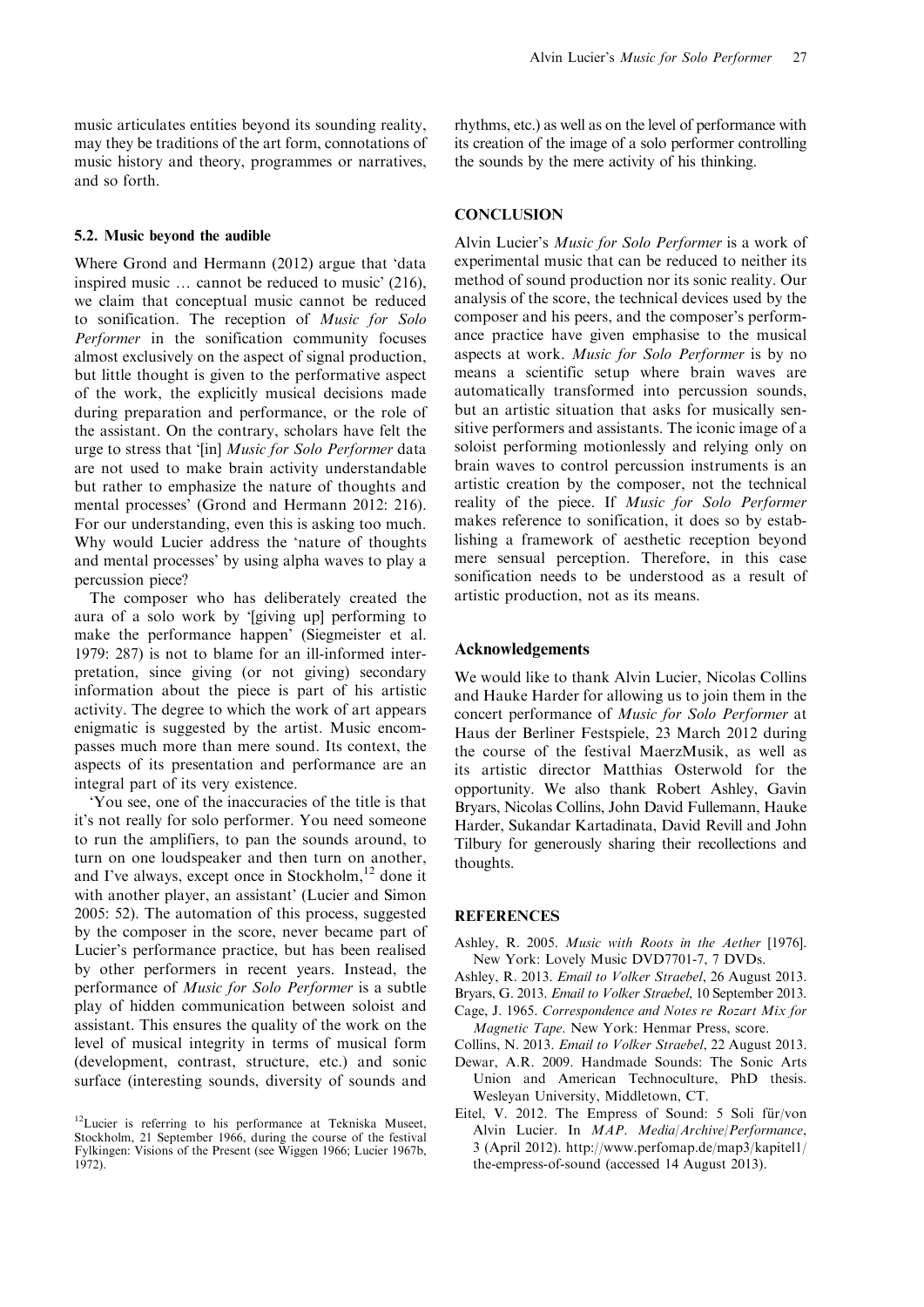music articulates entities beyond its sounding reality, may they be traditions of the art form, connotations of music history and theory, programmes or narratives, and so forth.

### 5.2. Music beyond the audible

Where Grond and Hermann (2012) argue that 'data inspired music … cannot be reduced to music' (216), we claim that conceptual music cannot be reduced to sonification. The reception of *Music for Solo Performer* in the sonification community focuses almost exclusively on the aspect of signal production, but little thought is given to the performative aspect of the work, the explicitly musical decisions made during preparation and performance, or the role of the assistant. On the contrary, scholars have felt the urge to stress that '[in] *Music for Solo Performer* data are not used to make brain activity understandable but rather to emphasize the nature of thoughts and mental processes' (Grond and Hermann 2012: 216). For our understanding, even this is asking too much. Why would Lucier address the 'nature of thoughts and mental processes' by using alpha waves to play a percussion piece?

The composer who has deliberately created the aura of a solo work by '[giving up] performing to make the performance happen' (Siegmeister et al. 1979: 287) is not to blame for an ill-informed interpretation, since giving (or not giving) secondary information about the piece is part of his artistic activity. The degree to which the work of art appears enigmatic is suggested by the artist. Music encompasses much more than mere sound. Its context, the aspects of its presentation and performance are an integral part of its very existence.

'You see, one of the inaccuracies of the title is that it's not really for solo performer. You need someone to run the amplifiers, to pan the sounds around, to turn on one loudspeaker and then turn on another, and I've always, except once in Stockholm,[12] done it with another player, an assistant' (Lucier and Simon 2005: 52). The automation of this process, suggested by the composer in the score, never became part of Lucier's performance practice, but has been realised by other performers in recent years. Instead, the performance of *Music for Solo Performer* is a subtle play of hidden communication between soloist and assistant. This ensures the quality of the work on the level of musical integrity in terms of musical form (development, contrast, structure, etc.) and sonic surface (interesting sounds, diversity of sounds and rhythms, etc.) as well as on the level of performance with its creation of the image of a solo performer controlling the sounds by the mere activity of his thinking.

[12]Lucier is referring to his performance at Tekniska Museet, Stockholm, 21 September 1966, during the course of the festival Fylkingen: Visions of the Present (see Wiggen 1966; Lucier 1967b, 1972).

## CONCLUSION

Alvin Lucier's *Music for Solo Performer* is a work of experimental music that can be reduced to neither its method of sound production nor its sonic reality. Our analysis of the score, the technical devices used by the composer and his peers, and the composer's performance practice have given emphasise to the musical aspects at work. *Music for Solo Performer* is by no means a scientific setup where brain waves are automatically transformed into percussion sounds, but an artistic situation that asks for musically sensitive performers and assistants. The iconic image of a soloist performing motionlessly and relying only on brain waves to control percussion instruments is an artistic creation by the composer, not the technical reality of the piece. If *Music for Solo Performer* makes reference to sonification, it does so by establishing a framework of aesthetic reception beyond mere sensual perception. Therefore, in this case sonification needs to be understood as a result of artistic production, not as its means.

## Acknowledgements

We would like to thank Alvin Lucier, Nicolas Collins and Hauke Harder for allowing us to join them in the concert performance of *Music for Solo Performer* at Haus der Berliner Festspiele, 23 March 2012 during the course of the festival MaerzMusik, as well as its artistic director Matthias Osterwold for the opportunity. We also thank Robert Ashley, Gavin Bryars, Nicolas Collins, John David Fullemann, Hauke Harder, Sukandar Kartadinata, David Revill and John Tilbury for generously sharing their recollections and thoughts.

## REFERENCES

Ashley, R. 2005. *Music with Roots in the Aether* [1976]. New York: Lovely Music DVD7701-7, 7 DVDs.

Ashley, R. 2013. *Email to Volker Straebel*, 26 August 2013.

Bryars, G. 2013. *Email to Volker Straebel*, 10 September 2013.

Cage, J. 1965. *Correspondence and Notes re Rozart Mix for Magnetic Tape*. New York: Henmar Press, score.

Collins, N. 2013. *Email to Volker Straebel*, 22 August 2013.

Dewar, A.R. 2009. Handmade Sounds: The Sonic Arts Union and American Technoculture, PhD thesis. Wesleyan University, Middletown, CT.

Eitel, V. 2012. The Empress of Sound: 5 Soli für/von Alvin Lucier. In *MAP. Media/Archive/Performance*, 3 (April 2012). http://www.perfomap.de/map3/kapitel1/the-empress-of-sound (accessed 14 August 2013).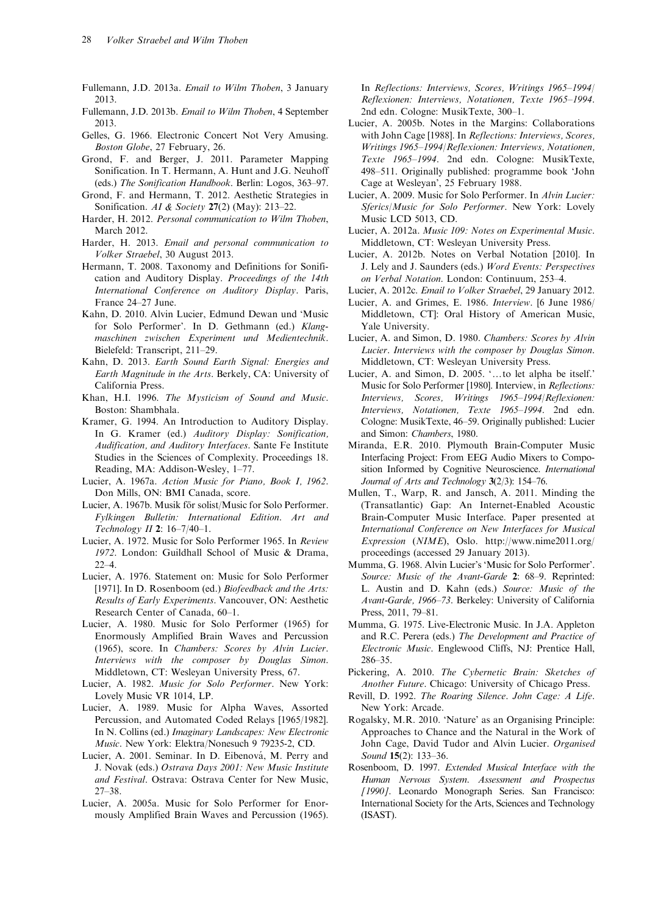Fullemann, J.D. 2013a. *Email to Wilm Thoben*, 3 January 2013.

Fullemann, J.D. 2013b. *Email to Wilm Thoben*, 4 September 2013.

Gelles, G. 1966. Electronic Concert Not Very Amusing. *Boston Globe*, 27 February, 26.

Grond, F. and Berger, J. 2011. Parameter Mapping Sonification. In T. Hermann, A. Hunt and J.G. Neuhoff (eds.) *The Sonification Handbook*. Berlin: Logos, 363–97.

Grond, F. and Hermann, T. 2012. Aesthetic Strategies in Sonification. *AI & Society* **27**(2) (May): 213–22.

Harder, H. 2012. *Personal communication to Wilm Thoben*, March 2012.

Harder, H. 2013. *Email and personal communication to Volker Straebel*, 30 August 2013.

Hermann, T. 2008. Taxonomy and Definitions for Sonification and Auditory Display. *Proceedings of the 14th International Conference on Auditory Display*. Paris, France 24–27 June.

Kahn, D. 2010. Alvin Lucier, Edmund Dewan und 'Music for Solo Performer'. In D. Gethmann (ed.) *Klangmaschinen zwischen Experiment und Medientechnik*. Bielefeld: Transcript, 211–29.

Kahn, D. 2013. *Earth Sound Earth Signal: Energies and Earth Magnitude in the Arts*. Berkely, CA: University of California Press.

Khan, H.I. 1996. *The Mysticism of Sound and Music*. Boston: Shambhala.

Kramer, G. 1994. An Introduction to Auditory Display. In G. Kramer (ed.) *Auditory Display: Sonification, Audification, and Auditory Interfaces*. Sante Fe Institute Studies in the Sciences of Complexity. Proceedings 18. Reading, MA: Addison-Wesley, 1–77.

Lucier, A. 1967a. *Action Music for Piano, Book I, 1962*. Don Mills, ON: BMI Canada, score.

Lucier, A. 1967b. Musik för solist/Music for Solo Performer. *Fylkingen Bulletin: International Edition. Art and Technology II* **2**: 16–7/40–1.

Lucier, A. 1972. Music for Solo Performer 1965. In *Review 1972*. London: Guildhall School of Music & Drama, 22–4.

Lucier, A. 1976. Statement on: Music for Solo Performer [1971]. In D. Rosenboom (ed.) *Biofeedback and the Arts: Results of Early Experiments*. Vancouver, ON: Aesthetic Research Center of Canada, 60–1.

Lucier, A. 1980. Music for Solo Performer (1965) for Enormously Amplified Brain Waves and Percussion (1965), score. In *Chambers: Scores by Alvin Lucier. Interviews with the composer by Douglas Simon*. Middletown, CT: Wesleyan University Press, 67.

Lucier, A. 1982. *Music for Solo Performer*. New York: Lovely Music VR 1014, LP.

Lucier, A. 1989. Music for Alpha Waves, Assorted Percussion, and Automated Coded Relays [1965/1982]. In N. Collins (ed.) *Imaginary Landscapes: New Electronic Music*. New York: Elektra/Nonesuch 9 79235-2, CD.

Lucier, A. 2001. Seminar. In D. Eibenová, M. Perry and J. Novak (eds.) *Ostrava Days 2001: New Music Institute and Festival*. Ostrava: Ostrava Center for New Music, 27–38.

Lucier, A. 2005a. Music for Solo Performer for Enormously Amplified Brain Waves and Percussion (1965). In *Reflections: Interviews, Scores, Writings 1965–1994/Reflexionen: Interviews, Notationen, Texte 1965–1994*. 2nd edn. Cologne: MusikTexte, 300–1.

Lucier, A. 2005b. Notes in the Margins: Collaborations with John Cage [1988]. In *Reflections: Interviews, Scores, Writings 1965–1994/Reflexionen: Interviews, Notationen, Texte 1965–1994*. 2nd edn. Cologne: MusikTexte, 498–511. Originally published: programme book 'John Cage at Wesleyan', 25 February 1988.

Lucier, A. 2009. Music for Solo Performer. In *Alvin Lucier: Sferics/Music for Solo Performer*. New York: Lovely Music LCD 5013, CD.

Lucier, A. 2012a. *Music 109: Notes on Experimental Music*. Middletown, CT: Wesleyan University Press.

Lucier, A. 2012b. Notes on Verbal Notation [2010]. In J. Lely and J. Saunders (eds.) *Word Events: Perspectives on Verbal Notation*. London: Continuum, 253–4.

Lucier, A. 2012c. *Email to Volker Straebel*, 29 January 2012.

Lucier, A. and Grimes, E. 1986. *Interview*. [6 June 1986/ Middletown, CT]: Oral History of American Music, Yale University.

Lucier, A. and Simon, D. 1980. *Chambers: Scores by Alvin Lucier. Interviews with the composer by Douglas Simon*. Middletown, CT: Wesleyan University Press.

Lucier, A. and Simon, D. 2005. '…to let alpha be itself.' Music for Solo Performer [1980]. Interview, in *Reflections: Interviews, Scores, Writings 1965–1994/Reflexionen: Interviews, Notationen, Texte 1965–1994*. 2nd edn. Cologne: MusikTexte, 46–59. Originally published: Lucier and Simon: *Chambers*, 1980.

Miranda, E.R. 2010. Plymouth Brain-Computer Music Interfacing Project: From EEG Audio Mixers to Composition Informed by Cognitive Neuroscience. *International Journal of Arts and Technology* **3**(2/3): 154–76.

Mullen, T., Warp, R. and Jansch, A. 2011. Minding the (Transatlantic) Gap: An Internet-Enabled Acoustic Brain-Computer Music Interface. Paper presented at *International Conference on New Interfaces for Musical Expression (NIME)*, Oslo. http://www.nime2011.org/proceedings (accessed 29 January 2013).

Mumma, G. 1968. Alvin Lucier's 'Music for Solo Performer'. *Source: Music of the Avant-Garde* **2**: 68–9. Reprinted: L. Austin and D. Kahn (eds.) *Source: Music of the Avant-Garde, 1966–73*. Berkeley: University of California Press, 2011, 79–81.

Mumma, G. 1975. Live-Electronic Music. In J.A. Appleton and R.C. Perera (eds.) *The Development and Practice of Electronic Music*. Englewood Cliffs, NJ: Prentice Hall, 286–35.

Pickering, A. 2010. *The Cybernetic Brain: Sketches of Another Future*. Chicago: University of Chicago Press.

Revill, D. 1992. *The Roaring Silence. John Cage: A Life*. New York: Arcade.

Rogalsky, M.R. 2010. 'Nature' as an Organising Principle: Approaches to Chance and the Natural in the Work of John Cage, David Tudor and Alvin Lucier. *Organised Sound* **15**(2): 133–36.

Rosenboom, D. 1997. *Extended Musical Interface with the Human Nervous System. Assessment and Prospectus [1990]*. Leonardo Monograph Series. San Francisco: International Society for the Arts, Sciences and Technology (ISAST).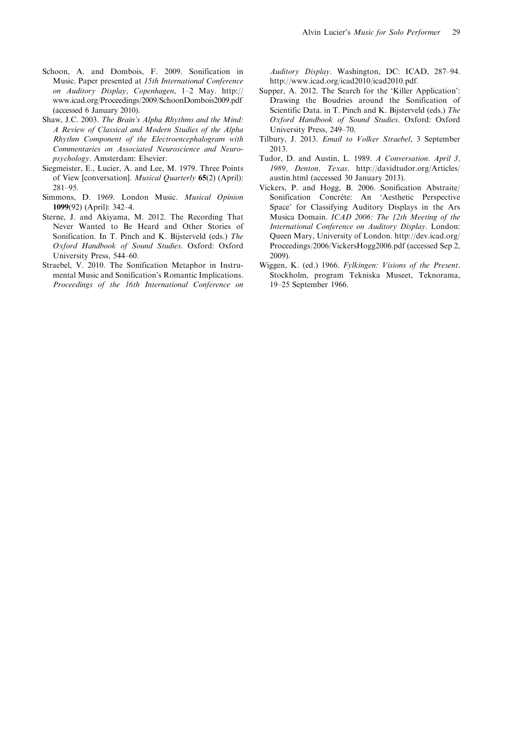Schoon, A. and Dombois, F. 2009. Sonification in Music. Paper presented at *15th International Conference on Auditory Display, Copenhagen*, 1–2 May. http://www.icad.org/Proceedings/2009/SchoonDombois2009.pdf (accessed 6 January 2010).

Shaw, J.C. 2003. *The Brain's Alpha Rhythms and the Mind: A Review of Classical and Modern Studies of the Alpha Rhythm Component of the Electroencephalogram with Commentaries on Associated Neuroscience and Neuropsychology*. Amsterdam: Elsevier.

Siegmeister, E., Lucier, A. and Lee, M. 1979. Three Points of View [conversation]. *Musical Quarterly* **65**(2) (April): 281–95.

Simmons, D. 1969. London Music. *Musical Opinion* **1099**(92) (April): 342–4.

Sterne, J. and Akiyama, M. 2012. The Recording That Never Wanted to Be Heard and Other Stories of Sonification. In T. Pinch and K. Bijsterveld (eds.) *The Oxford Handbook of Sound Studies*. Oxford: Oxford University Press, 544–60.

Straebel, V. 2010. The Sonification Metaphor in Instrumental Music and Sonification's Romantic Implications. *Proceedings of the 16th International Conference on Auditory Display*. Washington, DC: ICAD, 287–94. http://www.icad.org/icad2010/icad2010.pdf.

Supper, A. 2012. The Search for the 'Killer Application': Drawing the Boudries around the Sonification of Scientific Data. in T. Pinch and K. Bijsterveld (eds.) *The Oxford Handbook of Sound Studies*. Oxford: Oxford University Press, 249–70.

Tilbury, J. 2013. *Email to Volker Straebel*, 3 September 2013.

Tudor, D. and Austin, L. 1989. *A Conversation. April 3, 1989, Denton, Texas*. http://davidtudor.org/Articles/austin.html (accessed 30 January 2013).

Vickers, P. and Hogg, B. 2006. Sonification Abstraite/Sonification Concrète: An 'Aesthetic Perspective Space' for Classifying Auditory Displays in the Ars Musica Domain. *ICAD 2006: The 12th Meeting of the International Conference on Auditory Display*. London: Queen Mary, University of London. http://dev.icad.org/Proceedings/2006/VickersHogg2006.pdf (accessed Sep 2, 2009).

Wiggen, K. (ed.) 1966. *Fylkingen: Visions of the Present*. Stockholm, program Tekniska Museet, Teknorama, 19–25 September 1966.